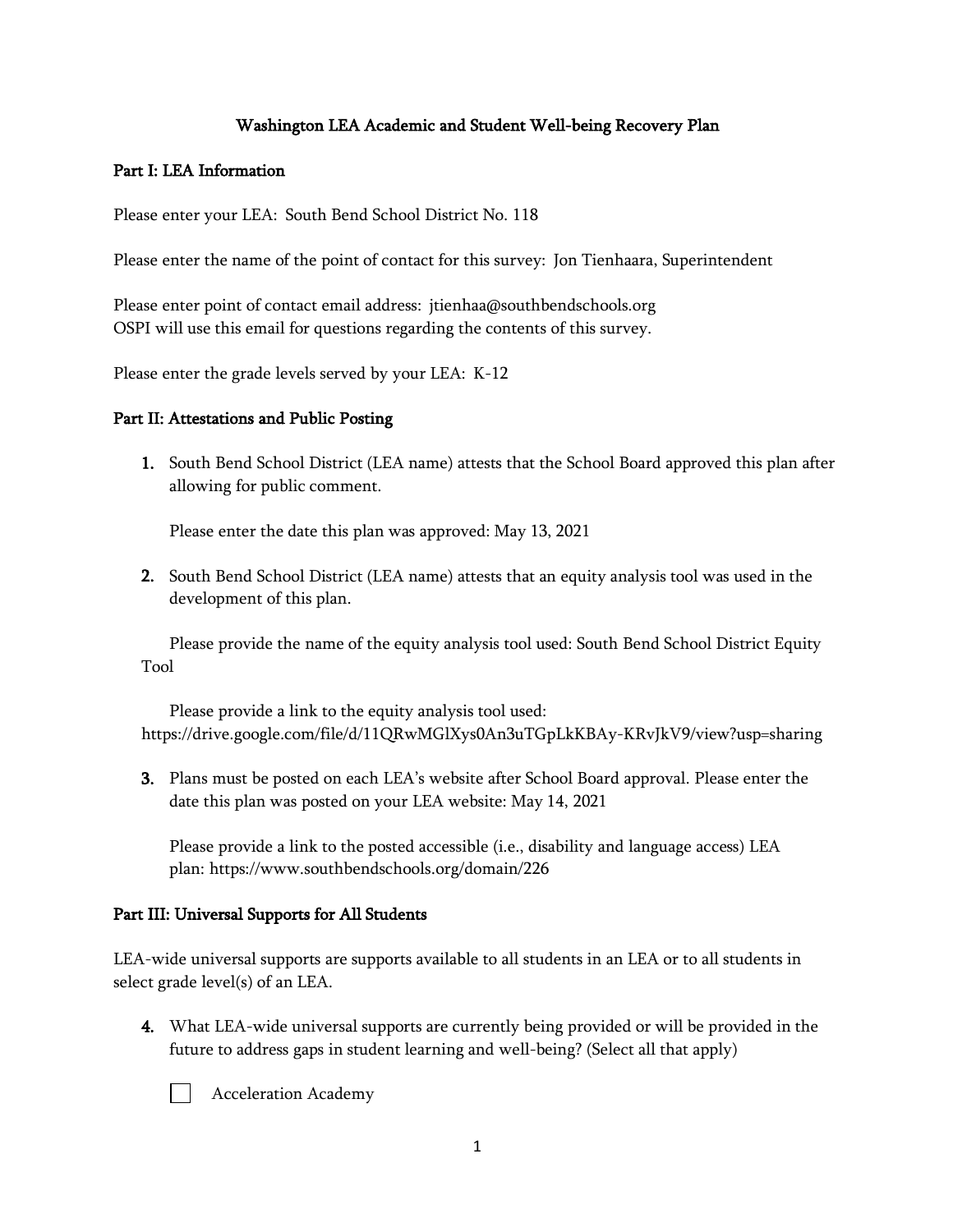# Washington LEA Academic and Student Well-being Recovery Plan

## Part I: LEA Information

Please enter your LEA: South Bend School District No. 118

Please enter the name of the point of contact for this survey: Jon Tienhaara, Superintendent

Please enter point of contact email address: jtienhaa@southbendschools.org
OSPI will use this email for questions regarding the contents of this survey.

Please enter the grade levels served by your LEA: K-12

## Part II: Attestations and Public Posting

1. South Bend School District (LEA name) attests that the School Board approved this plan after allowing for public comment.

   Please enter the date this plan was approved: May 13, 2021

2. South Bend School District (LEA name) attests that an equity analysis tool was used in the development of this plan.

   Please provide the name of the equity analysis tool used: South Bend School District Equity Tool

   Please provide a link to the equity analysis tool used: https://drive.google.com/file/d/11QRwMGlXys0An3uTGpLkKBAy-KRvJkV9/view?usp=sharing

3. Plans must be posted on each LEA's website after School Board approval. Please enter the date this plan was posted on your LEA website: May 14, 2021

   Please provide a link to the posted accessible (i.e., disability and language access) LEA plan: https://www.southbendschools.org/domain/226

## Part III: Universal Supports for All Students

LEA-wide universal supports are supports available to all students in an LEA or to all students in select grade level(s) of an LEA.

4. What LEA-wide universal supports are currently being provided or will be provided in the future to address gaps in student learning and well-being? (Select all that apply)

   - [ ] Acceleration Academy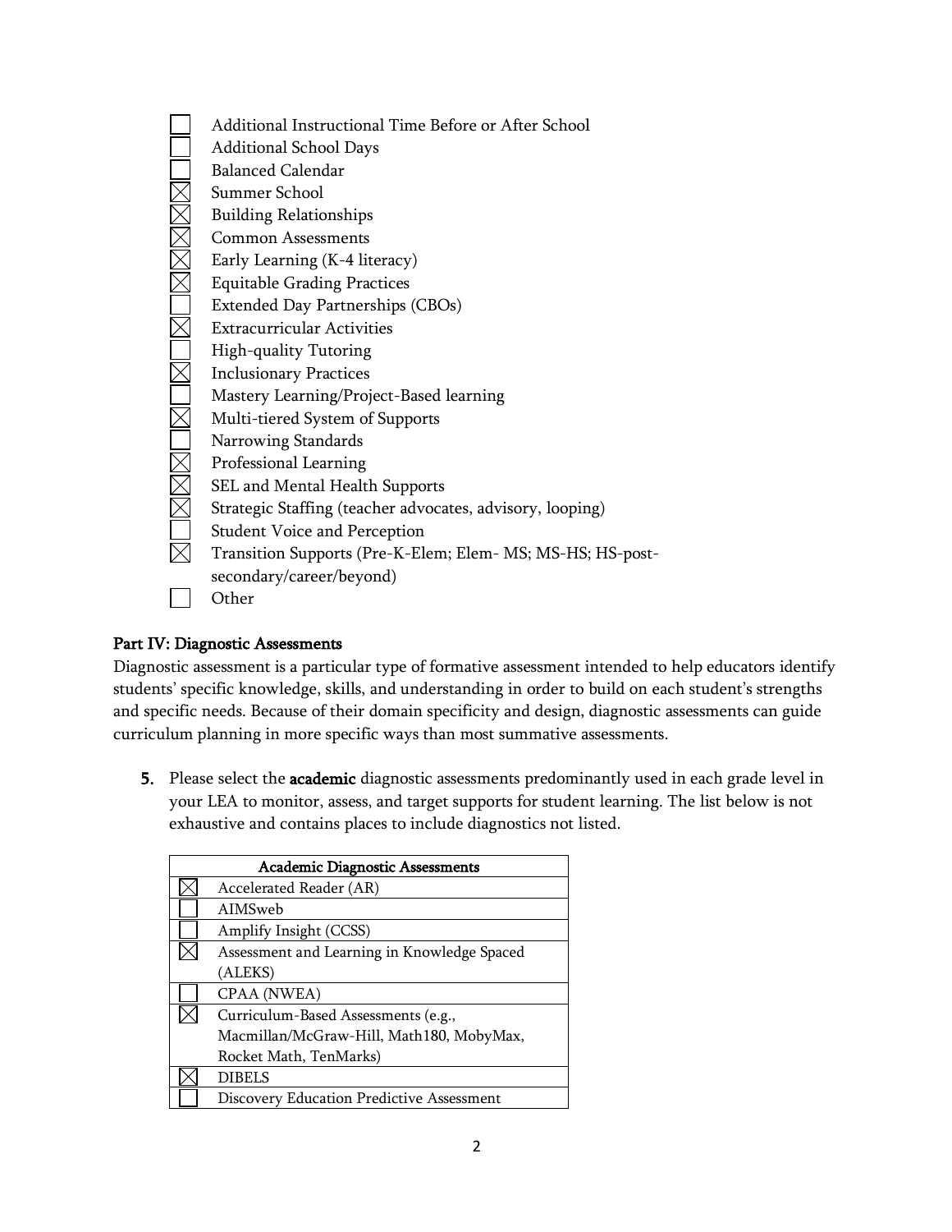- ☐ Additional Instructional Time Before or After School
- ☐ Additional School Days
- ☐ Balanced Calendar
- ☒ Summer School
- ☒ Building Relationships
- ☒ Common Assessments
- ☒ Early Learning (K-4 literacy)
- ☒ Equitable Grading Practices
- ☐ Extended Day Partnerships (CBOs)
- ☒ Extracurricular Activities
- ☐ High-quality Tutoring
- ☒ Inclusionary Practices
- ☐ Mastery Learning/Project-Based learning
- ☒ Multi-tiered System of Supports
- ☐ Narrowing Standards
- ☒ Professional Learning
- ☒ SEL and Mental Health Supports
- ☒ Strategic Staffing (teacher advocates, advisory, looping)
- ☐ Student Voice and Perception
- ☒ Transition Supports (Pre-K-Elem; Elem- MS; MS-HS; HS-post-secondary/career/beyond)
- ☐ Other

**Part IV: Diagnostic Assessments**

Diagnostic assessment is a particular type of formative assessment intended to help educators identify students' specific knowledge, skills, and understanding in order to build on each student's strengths and specific needs. Because of their domain specificity and design, diagnostic assessments can guide curriculum planning in more specific ways than most summative assessments.

**5.** Please select the **academic** diagnostic assessments predominantly used in each grade level in your LEA to monitor, assess, and target supports for student learning. The list below is not exhaustive and contains places to include diagnostics not listed.

| | Academic Diagnostic Assessments |
|---|---|
| ☒ | Accelerated Reader (AR) |
| ☐ | AIMSweb |
| ☐ | Amplify Insight (CCSS) |
| ☒ | Assessment and Learning in Knowledge Spaced (ALEKS) |
| ☐ | CPAA (NWEA) |
| ☒ | Curriculum-Based Assessments (e.g., Macmillan/McGraw-Hill, Math180, MobyMax, Rocket Math, TenMarks) |
| ☒ | DIBELS |
| ☐ | Discovery Education Predictive Assessment |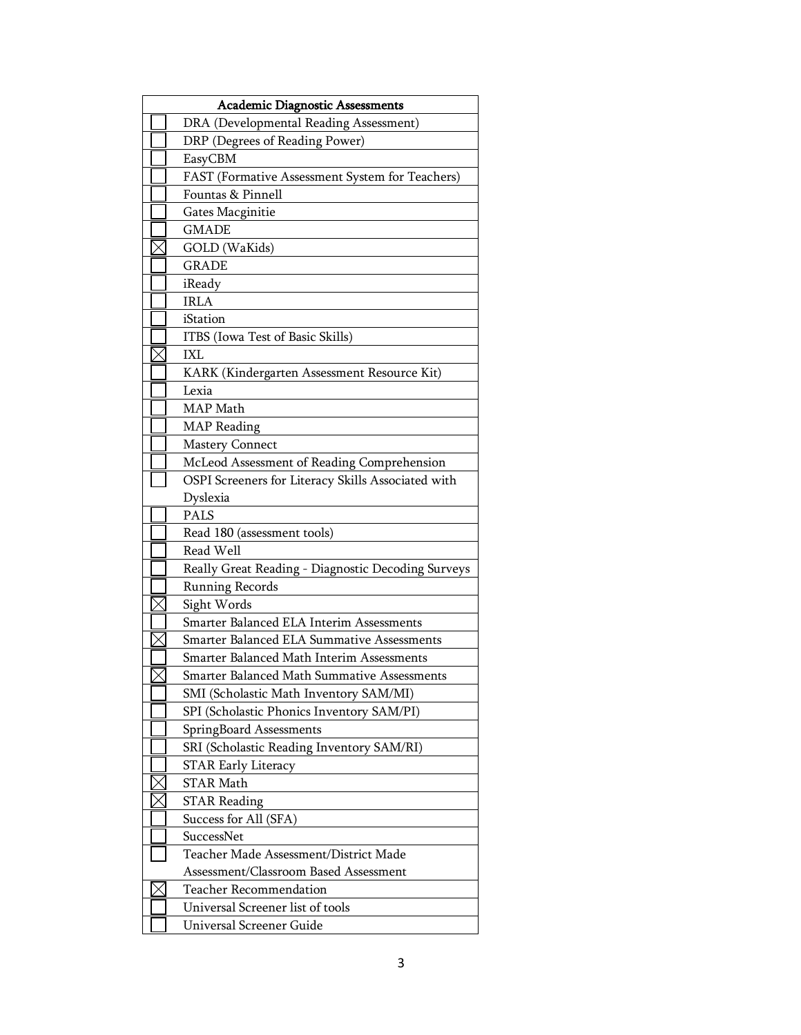| | Academic Diagnostic Assessments |
|---|---|
| ☐ | DRA (Developmental Reading Assessment) |
| ☐ | DRP (Degrees of Reading Power) |
| ☐ | EasyCBM |
| ☐ | FAST (Formative Assessment System for Teachers) |
| ☐ | Fountas & Pinnell |
| ☐ | Gates Macginitie |
| ☐ | GMADE |
| ☒ | GOLD (WaKids) |
| ☐ | GRADE |
| ☐ | iReady |
| ☐ | IRLA |
| ☐ | iStation |
| ☐ | ITBS (Iowa Test of Basic Skills) |
| ☒ | IXL |
| ☐ | KARK (Kindergarten Assessment Resource Kit) |
| ☐ | Lexia |
| ☐ | MAP Math |
| ☐ | MAP Reading |
| ☐ | Mastery Connect |
| ☐ | McLeod Assessment of Reading Comprehension |
| ☐ | OSPI Screeners for Literacy Skills Associated with Dyslexia |
| ☐ | PALS |
| ☐ | Read 180 (assessment tools) |
| ☐ | Read Well |
| ☐ | Really Great Reading - Diagnostic Decoding Surveys |
| ☐ | Running Records |
| ☒ | Sight Words |
| ☐ | Smarter Balanced ELA Interim Assessments |
| ☒ | Smarter Balanced ELA Summative Assessments |
| ☐ | Smarter Balanced Math Interim Assessments |
| ☒ | Smarter Balanced Math Summative Assessments |
| ☐ | SMI (Scholastic Math Inventory SAM/MI) |
| ☐ | SPI (Scholastic Phonics Inventory SAM/PI) |
| ☐ | SpringBoard Assessments |
| ☐ | SRI (Scholastic Reading Inventory SAM/RI) |
| ☐ | STAR Early Literacy |
| ☒ | STAR Math |
| ☒ | STAR Reading |
| ☐ | Success for All (SFA) |
| ☐ | SuccessNet |
| ☐ | Teacher Made Assessment/District Made Assessment/Classroom Based Assessment |
| ☒ | Teacher Recommendation |
| ☐ | Universal Screener list of tools |
| ☐ | Universal Screener Guide |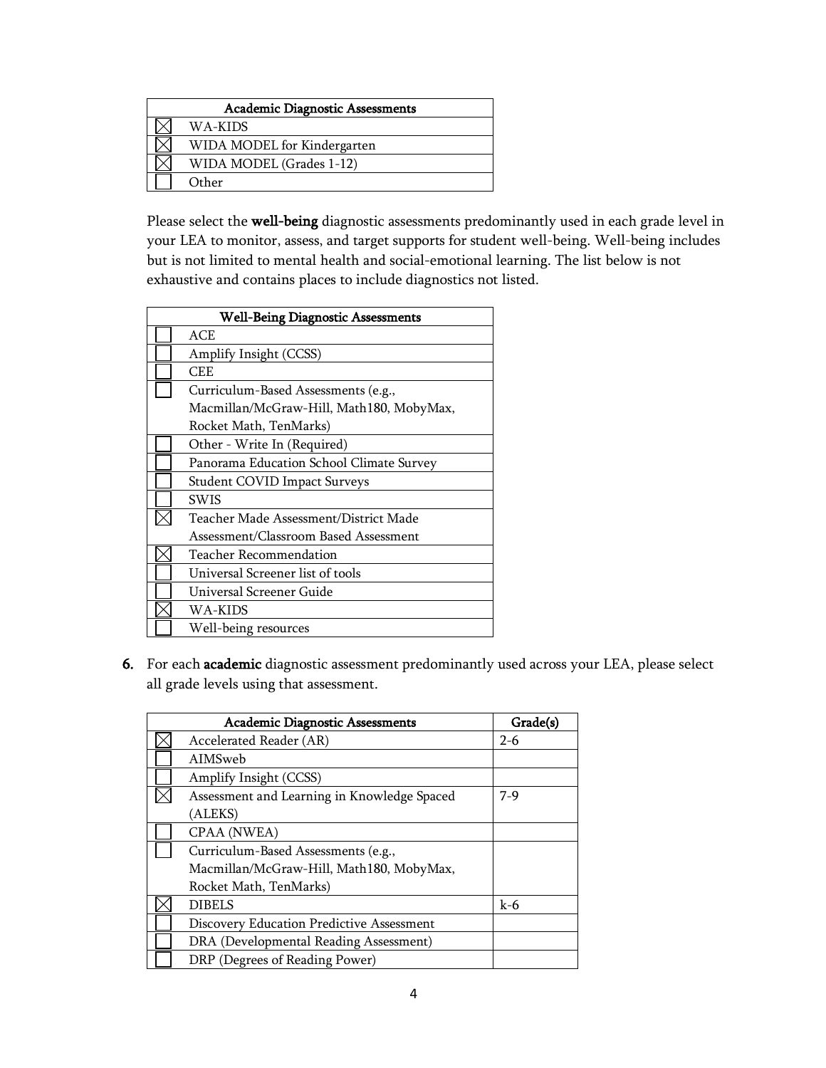| | Academic Diagnostic Assessments |
|---|---|
| ☒ | WA-KIDS |
| ☒ | WIDA MODEL for Kindergarten |
| ☒ | WIDA MODEL (Grades 1-12) |
| ☐ | Other |

Please select the **well-being** diagnostic assessments predominantly used in each grade level in your LEA to monitor, assess, and target supports for student well-being. Well-being includes but is not limited to mental health and social-emotional learning. The list below is not exhaustive and contains places to include diagnostics not listed.

| | Well-Being Diagnostic Assessments |
|---|---|
| ☐ | ACE |
| ☐ | Amplify Insight (CCSS) |
| ☐ | CEE |
| ☐ | Curriculum-Based Assessments (e.g., Macmillan/McGraw-Hill, Math180, MobyMax, Rocket Math, TenMarks) |
| ☐ | Other - Write In (Required) |
| ☐ | Panorama Education School Climate Survey |
| ☐ | Student COVID Impact Surveys |
| ☐ | SWIS |
| ☒ | Teacher Made Assessment/District Made Assessment/Classroom Based Assessment |
| ☒ | Teacher Recommendation |
| ☐ | Universal Screener list of tools |
| ☐ | Universal Screener Guide |
| ☒ | WA-KIDS |
| ☐ | Well-being resources |

6. For each **academic** diagnostic assessment predominantly used across your LEA, please select all grade levels using that assessment.

| | Academic Diagnostic Assessments | Grade(s) |
|---|---|---|
| ☒ | Accelerated Reader (AR) | 2-6 |
| ☐ | AIMSweb | |
| ☐ | Amplify Insight (CCSS) | |
| ☒ | Assessment and Learning in Knowledge Spaced (ALEKS) | 7-9 |
| ☐ | CPAA (NWEA) | |
| ☐ | Curriculum-Based Assessments (e.g., Macmillan/McGraw-Hill, Math180, MobyMax, Rocket Math, TenMarks) | |
| ☒ | DIBELS | k-6 |
| ☐ | Discovery Education Predictive Assessment | |
| ☐ | DRA (Developmental Reading Assessment) | |
| ☐ | DRP (Degrees of Reading Power) | |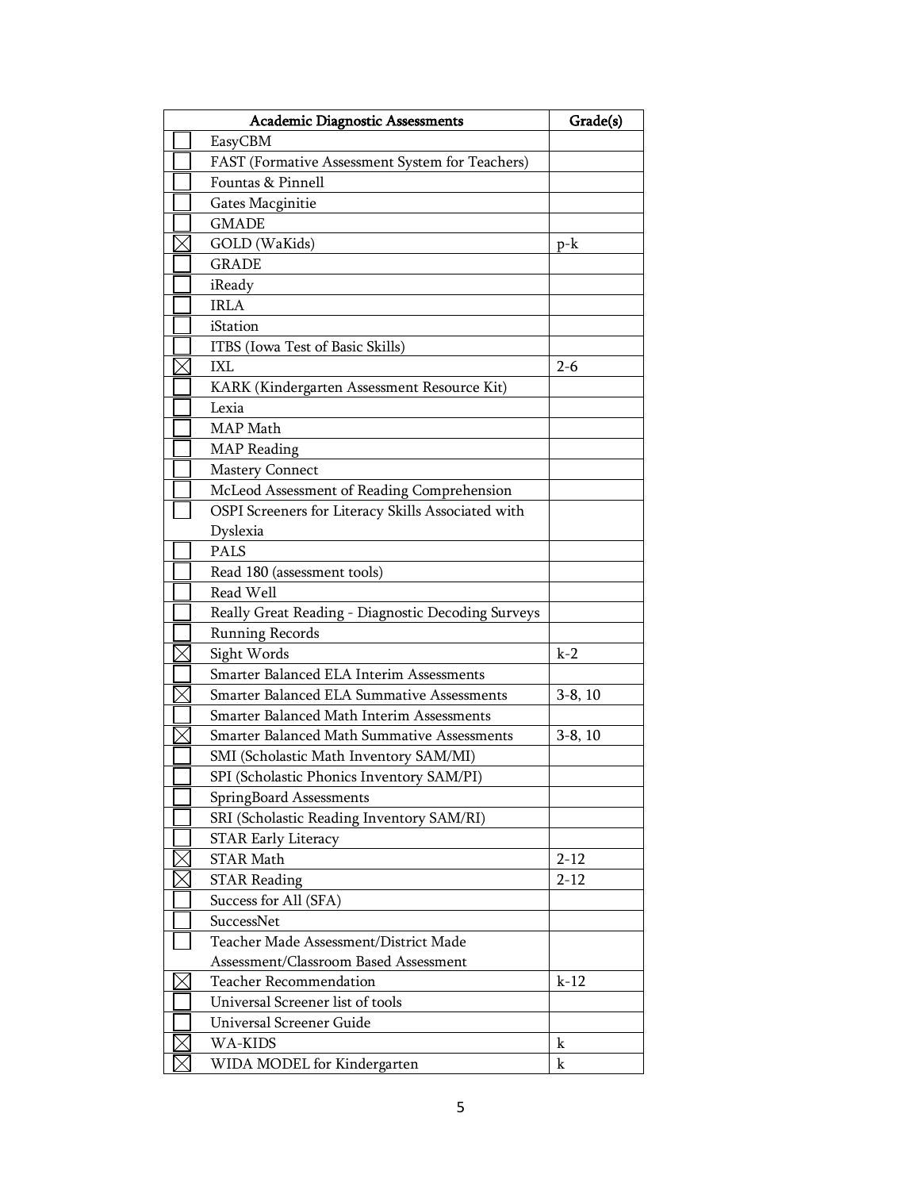| | Academic Diagnostic Assessments | Grade(s) |
|---|---|---|
| ☐ | EasyCBM | |
| ☐ | FAST (Formative Assessment System for Teachers) | |
| ☐ | Fountas & Pinnell | |
| ☐ | Gates Macginitie | |
| ☐ | GMADE | |
| ☒ | GOLD (WaKids) | p-k |
| ☐ | GRADE | |
| ☐ | iReady | |
| ☐ | IRLA | |
| ☐ | iStation | |
| ☐ | ITBS (Iowa Test of Basic Skills) | |
| ☒ | IXL | 2-6 |
| ☐ | KARK (Kindergarten Assessment Resource Kit) | |
| ☐ | Lexia | |
| ☐ | MAP Math | |
| ☐ | MAP Reading | |
| ☐ | Mastery Connect | |
| ☐ | McLeod Assessment of Reading Comprehension | |
| ☐ | OSPI Screeners for Literacy Skills Associated with Dyslexia | |
| ☐ | PALS | |
| ☐ | Read 180 (assessment tools) | |
| ☐ | Read Well | |
| ☐ | Really Great Reading - Diagnostic Decoding Surveys | |
| ☐ | Running Records | |
| ☒ | Sight Words | k-2 |
| ☐ | Smarter Balanced ELA Interim Assessments | |
| ☒ | Smarter Balanced ELA Summative Assessments | 3-8, 10 |
| ☐ | Smarter Balanced Math Interim Assessments | |
| ☒ | Smarter Balanced Math Summative Assessments | 3-8, 10 |
| ☐ | SMI (Scholastic Math Inventory SAM/MI) | |
| ☐ | SPI (Scholastic Phonics Inventory SAM/PI) | |
| ☐ | SpringBoard Assessments | |
| ☐ | SRI (Scholastic Reading Inventory SAM/RI) | |
| ☐ | STAR Early Literacy | |
| ☒ | STAR Math | 2-12 |
| ☒ | STAR Reading | 2-12 |
| ☐ | Success for All (SFA) | |
| ☐ | SuccessNet | |
| ☐ | Teacher Made Assessment/District Made Assessment/Classroom Based Assessment | |
| ☒ | Teacher Recommendation | k-12 |
| ☐ | Universal Screener list of tools | |
| ☐ | Universal Screener Guide | |
| ☒ | WA-KIDS | k |
| ☒ | WIDA MODEL for Kindergarten | k |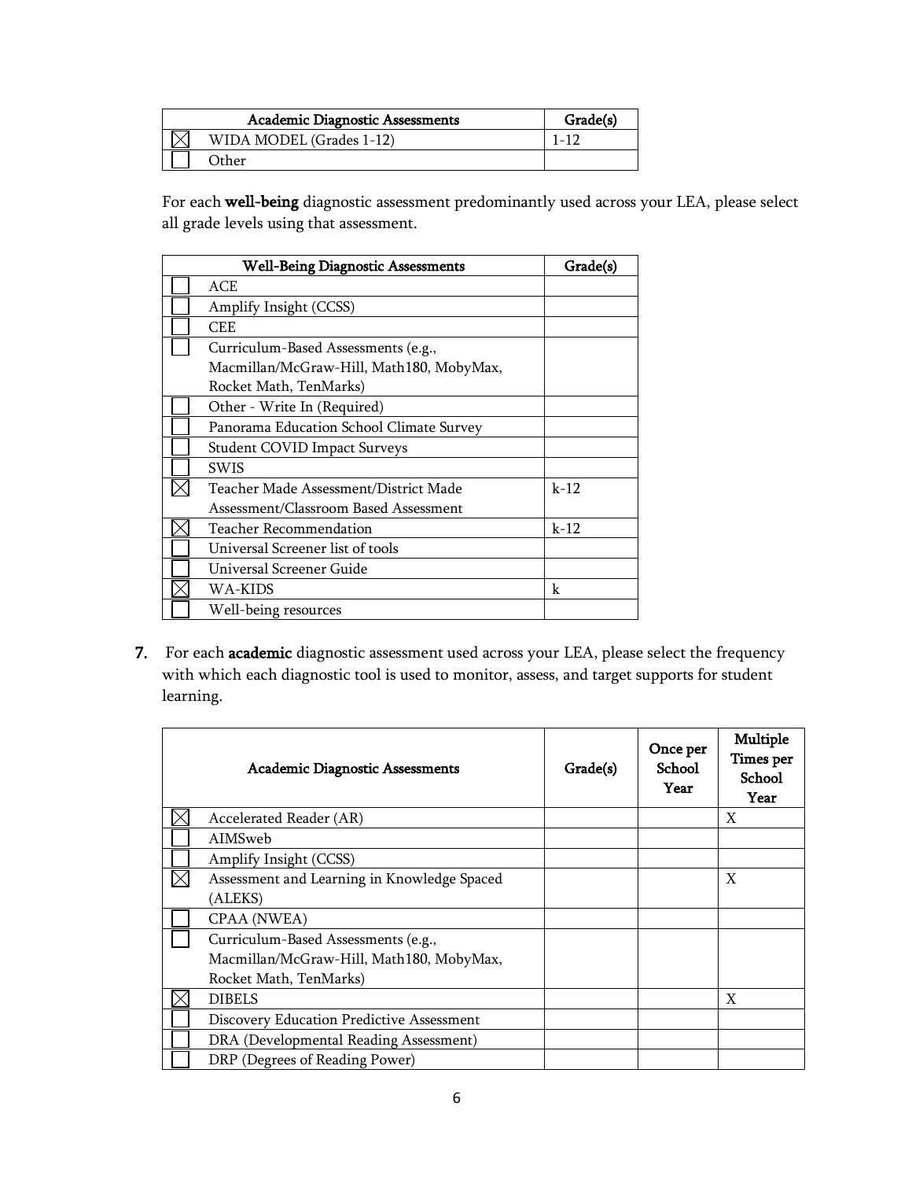| | Academic Diagnostic Assessments | Grade(s) |
|---|---|---|
| ☒ | WIDA MODEL (Grades 1-12) | 1-12 |
| ☐ | Other | |

For each **well-being** diagnostic assessment predominantly used across your LEA, please select all grade levels using that assessment.

| | Well-Being Diagnostic Assessments | Grade(s) |
|---|---|---|
| ☐ | ACE | |
| ☐ | Amplify Insight (CCSS) | |
| ☐ | CEE | |
| ☐ | Curriculum-Based Assessments (e.g., Macmillan/McGraw-Hill, Math180, MobyMax, Rocket Math, TenMarks) | |
| ☐ | Other - Write In (Required) | |
| ☐ | Panorama Education School Climate Survey | |
| ☐ | Student COVID Impact Surveys | |
| ☐ | SWIS | |
| ☒ | Teacher Made Assessment/District Made Assessment/Classroom Based Assessment | k-12 |
| ☒ | Teacher Recommendation | k-12 |
| ☐ | Universal Screener list of tools | |
| ☐ | Universal Screener Guide | |
| ☒ | WA-KIDS | k |
| ☐ | Well-being resources | |

**7.** For each **academic** diagnostic assessment used across your LEA, please select the frequency with which each diagnostic tool is used to monitor, assess, and target supports for student learning.

| | Academic Diagnostic Assessments | Grade(s) | Once per School Year | Multiple Times per School Year |
|---|---|---|---|---|
| ☒ | Accelerated Reader (AR) | | | X |
| ☐ | AIMSweb | | | |
| ☐ | Amplify Insight (CCSS) | | | |
| ☒ | Assessment and Learning in Knowledge Spaced (ALEKS) | | | X |
| ☐ | CPAA (NWEA) | | | |
| ☐ | Curriculum-Based Assessments (e.g., Macmillan/McGraw-Hill, Math180, MobyMax, Rocket Math, TenMarks) | | | |
| ☒ | DIBELS | | | X |
| ☐ | Discovery Education Predictive Assessment | | | |
| ☐ | DRA (Developmental Reading Assessment) | | | |
| ☐ | DRP (Degrees of Reading Power) | | | |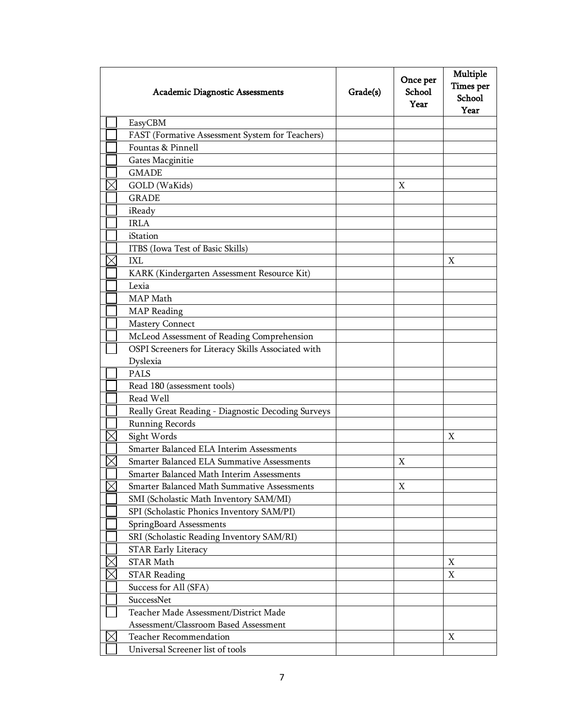| | Academic Diagnostic Assessments | Grade(s) | Once per School Year | Multiple Times per School Year |
|---|---|---|---|---|
| ☐ | EasyCBM | | | |
| ☐ | FAST (Formative Assessment System for Teachers) | | | |
| ☐ | Fountas & Pinnell | | | |
| ☐ | Gates Macginitie | | | |
| ☐ | GMADE | | | |
| ☒ | GOLD (WaKids) | | X | |
| ☐ | GRADE | | | |
| ☐ | iReady | | | |
| ☐ | IRLA | | | |
| ☐ | iStation | | | |
| ☐ | ITBS (Iowa Test of Basic Skills) | | | |
| ☒ | IXL | | | X |
| ☐ | KARK (Kindergarten Assessment Resource Kit) | | | |
| ☐ | Lexia | | | |
| ☐ | MAP Math | | | |
| ☐ | MAP Reading | | | |
| ☐ | Mastery Connect | | | |
| ☐ | McLeod Assessment of Reading Comprehension | | | |
| ☐ | OSPI Screeners for Literacy Skills Associated with Dyslexia | | | |
| ☐ | PALS | | | |
| ☐ | Read 180 (assessment tools) | | | |
| ☐ | Read Well | | | |
| ☐ | Really Great Reading - Diagnostic Decoding Surveys | | | |
| ☐ | Running Records | | | |
| ☒ | Sight Words | | | X |
| ☐ | Smarter Balanced ELA Interim Assessments | | | |
| ☒ | Smarter Balanced ELA Summative Assessments | | X | |
| ☐ | Smarter Balanced Math Interim Assessments | | | |
| ☒ | Smarter Balanced Math Summative Assessments | | X | |
| ☐ | SMI (Scholastic Math Inventory SAM/MI) | | | |
| ☐ | SPI (Scholastic Phonics Inventory SAM/PI) | | | |
| ☐ | SpringBoard Assessments | | | |
| ☐ | SRI (Scholastic Reading Inventory SAM/RI) | | | |
| ☐ | STAR Early Literacy | | | |
| ☒ | STAR Math | | | X |
| ☒ | STAR Reading | | | X |
| ☐ | Success for All (SFA) | | | |
| ☐ | SuccessNet | | | |
| ☐ | Teacher Made Assessment/District Made Assessment/Classroom Based Assessment | | | |
| ☒ | Teacher Recommendation | | | X |
| ☐ | Universal Screener list of tools | | | |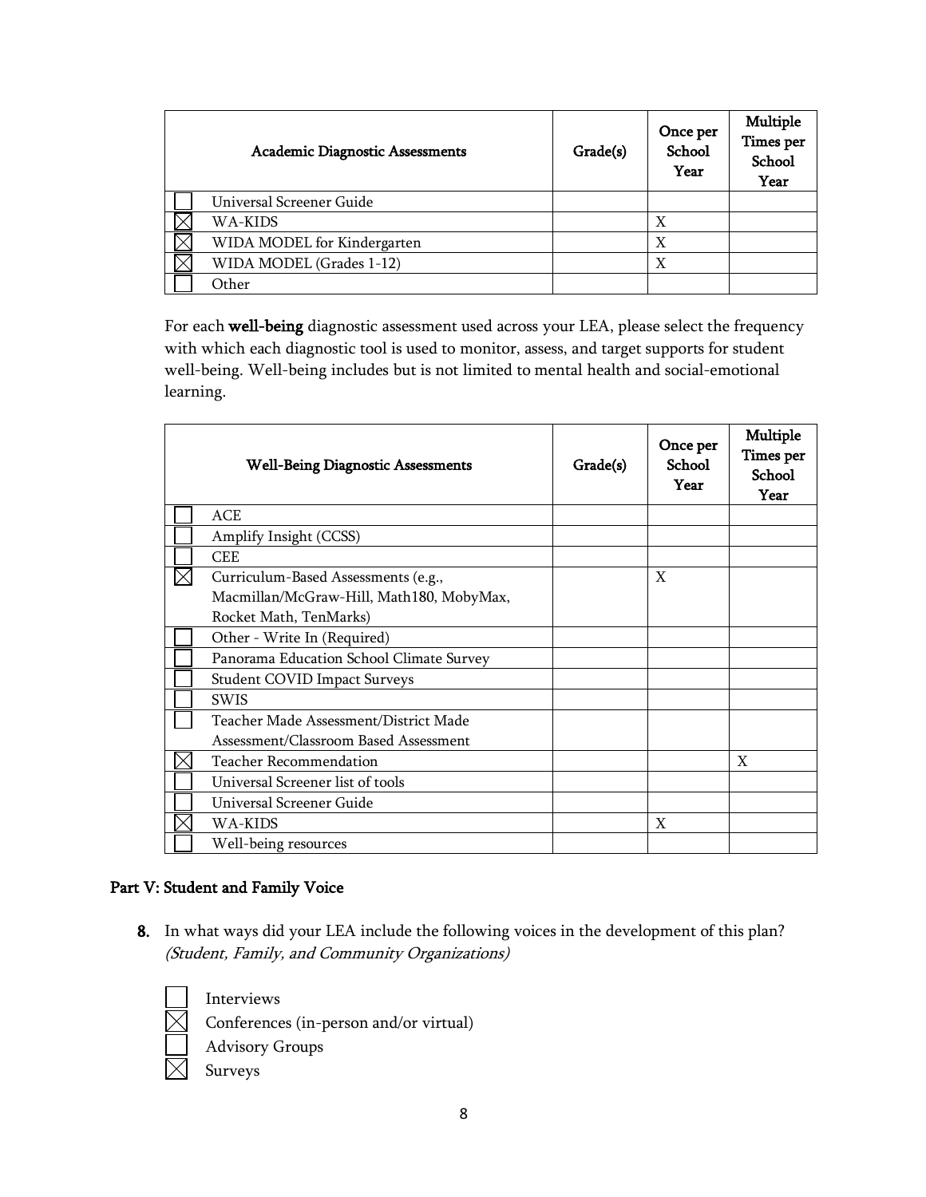| | Academic Diagnostic Assessments | Grade(s) | Once per School Year | Multiple Times per School Year |
|---|---|---|---|---|
| ☐ | Universal Screener Guide | | | |
| ☒ | WA-KIDS | | X | |
| ☒ | WIDA MODEL for Kindergarten | | X | |
| ☒ | WIDA MODEL (Grades 1-12) | | X | |
| ☐ | Other | | | |

For each **well-being** diagnostic assessment used across your LEA, please select the frequency with which each diagnostic tool is used to monitor, assess, and target supports for student well-being. Well-being includes but is not limited to mental health and social-emotional learning.

| | Well-Being Diagnostic Assessments | Grade(s) | Once per School Year | Multiple Times per School Year |
|---|---|---|---|---|
| ☐ | ACE | | | |
| ☐ | Amplify Insight (CCSS) | | | |
| ☐ | CEE | | | |
| ☒ | Curriculum-Based Assessments (e.g., Macmillan/McGraw-Hill, Math180, MobyMax, Rocket Math, TenMarks) | | X | |
| ☐ | Other - Write In (Required) | | | |
| ☐ | Panorama Education School Climate Survey | | | |
| ☐ | Student COVID Impact Surveys | | | |
| ☐ | SWIS | | | |
| ☐ | Teacher Made Assessment/District Made Assessment/Classroom Based Assessment | | | |
| ☒ | Teacher Recommendation | | | X |
| ☐ | Universal Screener list of tools | | | |
| ☐ | Universal Screener Guide | | | |
| ☒ | WA-KIDS | | X | |
| ☐ | Well-being resources | | | |

## Part V: Student and Family Voice

8. In what ways did your LEA include the following voices in the development of this plan? *(Student, Family, and Community Organizations)*

☐ Interviews
☒ Conferences (in-person and/or virtual)
☐ Advisory Groups
☒ Surveys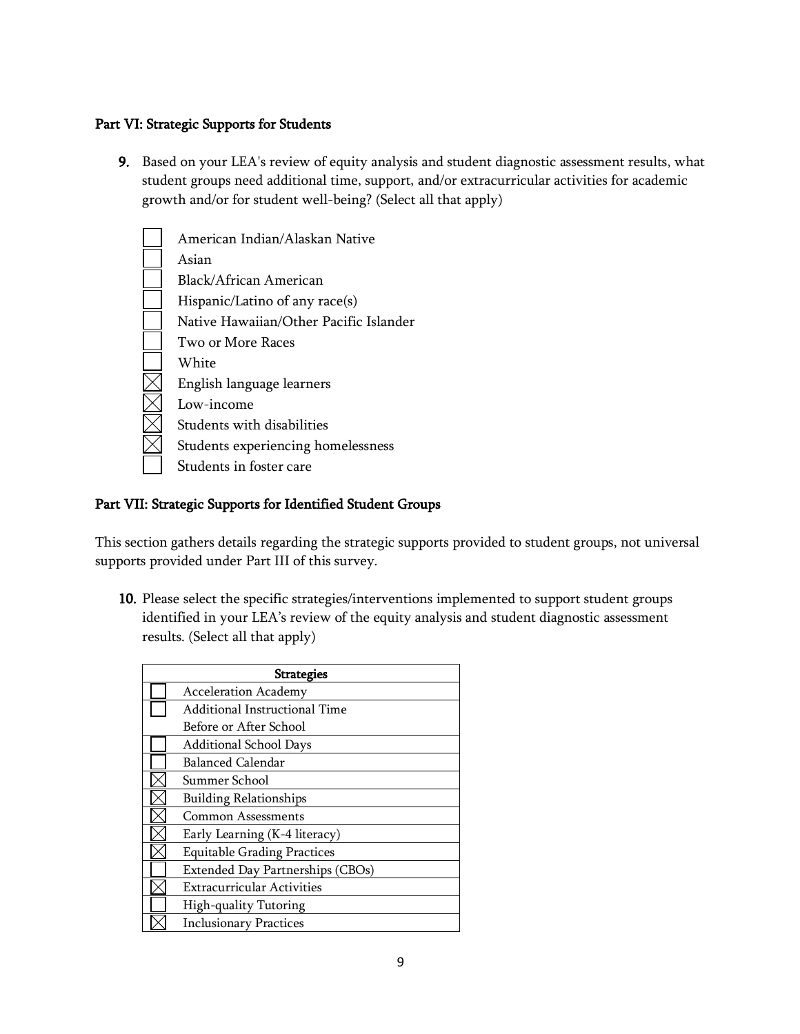**Part VI: Strategic Supports for Students**

9. Based on your LEA's review of equity analysis and student diagnostic assessment results, what student groups need additional time, support, and/or extracurricular activities for academic growth and/or for student well-being? (Select all that apply)

- [ ] American Indian/Alaskan Native
- [ ] Asian
- [ ] Black/African American
- [ ] Hispanic/Latino of any race(s)
- [ ] Native Hawaiian/Other Pacific Islander
- [ ] Two or More Races
- [ ] White
- [x] English language learners
- [x] Low-income
- [x] Students with disabilities
- [x] Students experiencing homelessness
- [ ] Students in foster care

**Part VII: Strategic Supports for Identified Student Groups**

This section gathers details regarding the strategic supports provided to student groups, not universal supports provided under Part III of this survey.

10. Please select the specific strategies/interventions implemented to support student groups identified in your LEA's review of the equity analysis and student diagnostic assessment results. (Select all that apply)

| | Strategies |
|---|---|
| ☐ | Acceleration Academy |
| ☐ | Additional Instructional Time Before or After School |
| ☐ | Additional School Days |
| ☐ | Balanced Calendar |
| ☒ | Summer School |
| ☒ | Building Relationships |
| ☒ | Common Assessments |
| ☒ | Early Learning (K-4 literacy) |
| ☒ | Equitable Grading Practices |
| ☐ | Extended Day Partnerships (CBOs) |
| ☒ | Extracurricular Activities |
| ☐ | High-quality Tutoring |
| ☒ | Inclusionary Practices |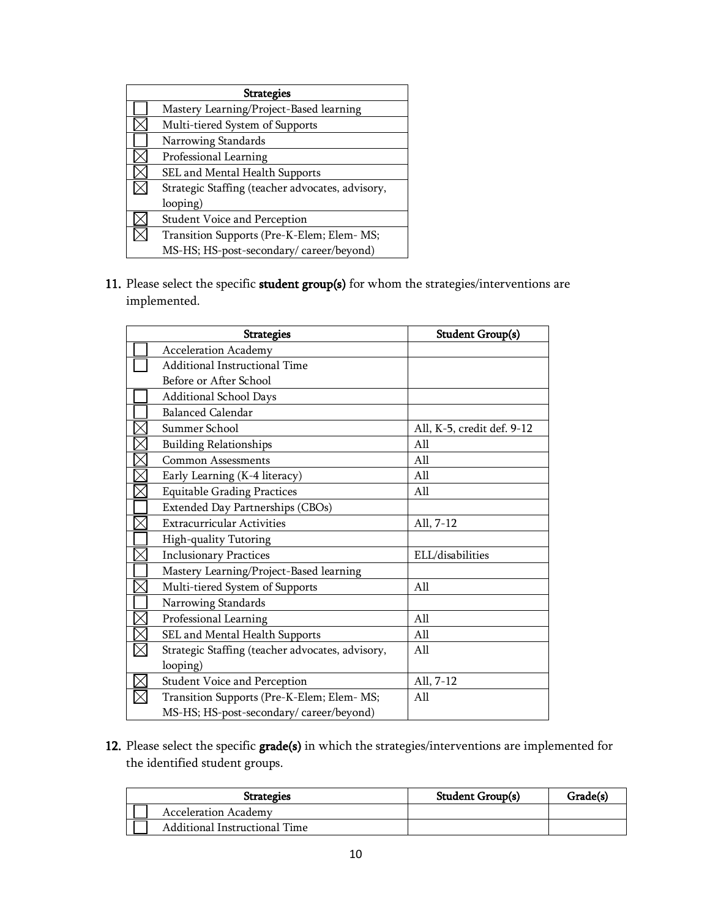| | Strategies |
|---|---|
| ☐ | Mastery Learning/Project-Based learning |
| ☒ | Multi-tiered System of Supports |
| ☐ | Narrowing Standards |
| ☒ | Professional Learning |
| ☒ | SEL and Mental Health Supports |
| ☒ | Strategic Staffing (teacher advocates, advisory, looping) |
| ☒ | Student Voice and Perception |
| ☒ | Transition Supports (Pre-K-Elem; Elem- MS; MS-HS; HS-post-secondary/ career/beyond) |

11. Please select the specific **student group(s)** for whom the strategies/interventions are implemented.

| | Strategies | Student Group(s) |
|---|---|---|
| ☐ | Acceleration Academy | |
| ☐ | Additional Instructional Time Before or After School | |
| ☐ | Additional School Days | |
| ☐ | Balanced Calendar | |
| ☒ | Summer School | All, K-5, credit def. 9-12 |
| ☒ | Building Relationships | All |
| ☒ | Common Assessments | All |
| ☒ | Early Learning (K-4 literacy) | All |
| ☒ | Equitable Grading Practices | All |
| ☐ | Extended Day Partnerships (CBOs) | |
| ☒ | Extracurricular Activities | All, 7-12 |
| ☐ | High-quality Tutoring | |
| ☒ | Inclusionary Practices | ELL/disabilities |
| ☐ | Mastery Learning/Project-Based learning | |
| ☒ | Multi-tiered System of Supports | All |
| ☐ | Narrowing Standards | |
| ☒ | Professional Learning | All |
| ☒ | SEL and Mental Health Supports | All |
| ☒ | Strategic Staffing (teacher advocates, advisory, looping) | All |
| ☒ | Student Voice and Perception | All, 7-12 |
| ☒ | Transition Supports (Pre-K-Elem; Elem- MS; MS-HS; HS-post-secondary/ career/beyond) | All |

12. Please select the specific **grade(s)** in which the strategies/interventions are implemented for the identified student groups.

| | Strategies | Student Group(s) | Grade(s) |
|---|---|---|---|
| ☐ | Acceleration Academy | | |
| ☐ | Additional Instructional Time | | |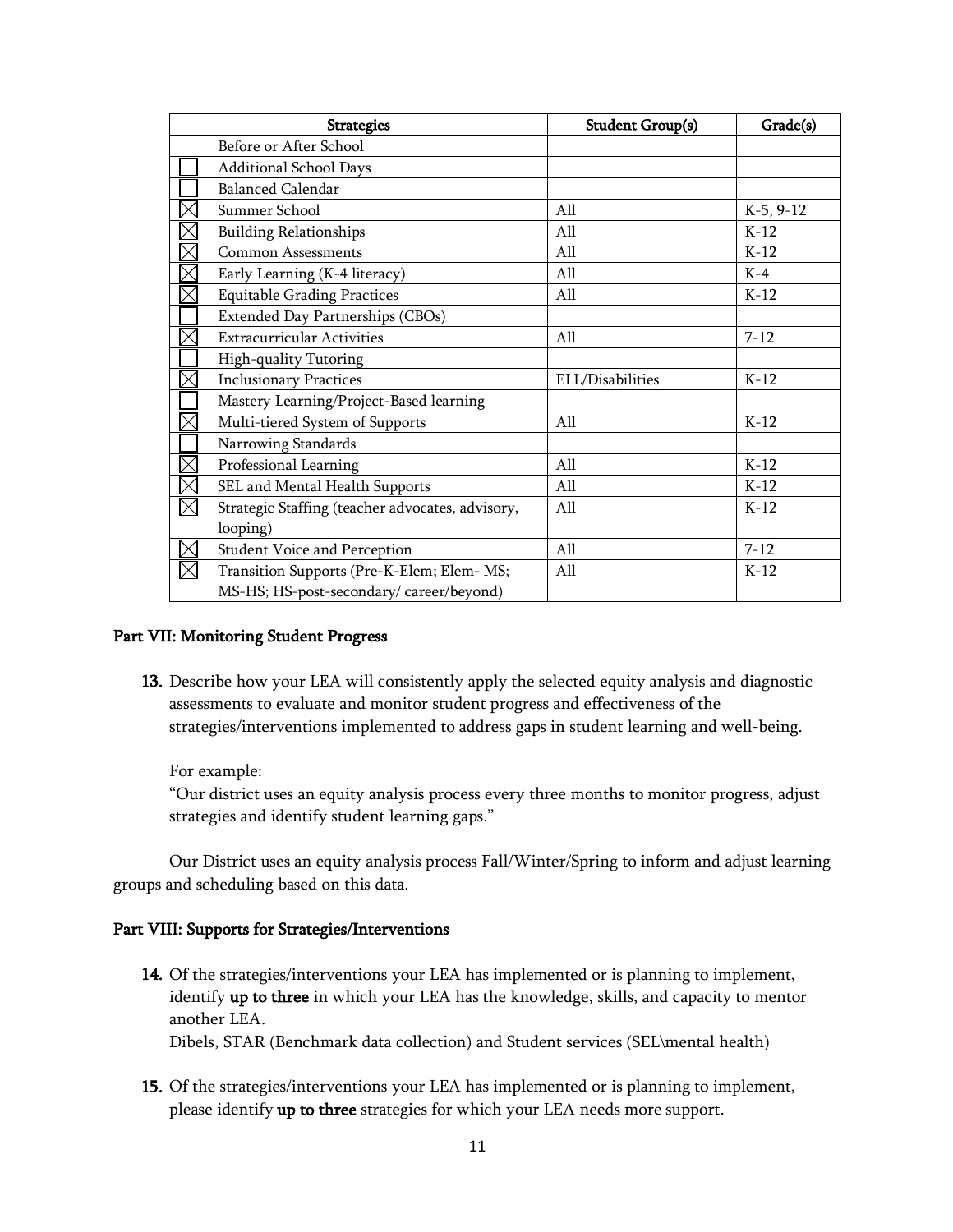| | Strategies | Student Group(s) | Grade(s) |
|---|---|---|---|
| | Before or After School | | |
| ☐ | Additional School Days | | |
| ☐ | Balanced Calendar | | |
| ☒ | Summer School | All | K-5, 9-12 |
| ☒ | Building Relationships | All | K-12 |
| ☒ | Common Assessments | All | K-12 |
| ☒ | Early Learning (K-4 literacy) | All | K-4 |
| ☒ | Equitable Grading Practices | All | K-12 |
| ☐ | Extended Day Partnerships (CBOs) | | |
| ☒ | Extracurricular Activities | All | 7-12 |
| ☐ | High-quality Tutoring | | |
| ☒ | Inclusionary Practices | ELL/Disabilities | K-12 |
| ☐ | Mastery Learning/Project-Based learning | | |
| ☒ | Multi-tiered System of Supports | All | K-12 |
| ☐ | Narrowing Standards | | |
| ☒ | Professional Learning | All | K-12 |
| ☒ | SEL and Mental Health Supports | All | K-12 |
| ☒ | Strategic Staffing (teacher advocates, advisory, looping) | All | K-12 |
| ☒ | Student Voice and Perception | All | 7-12 |
| ☒ | Transition Supports (Pre-K-Elem; Elem- MS; MS-HS; HS-post-secondary/ career/beyond) | All | K-12 |

### Part VII: Monitoring Student Progress

13. Describe how your LEA will consistently apply the selected equity analysis and diagnostic assessments to evaluate and monitor student progress and effectiveness of the strategies/interventions implemented to address gaps in student learning and well-being.

    For example:
    "Our district uses an equity analysis process every three months to monitor progress, adjust strategies and identify student learning gaps."

Our District uses an equity analysis process Fall/Winter/Spring to inform and adjust learning groups and scheduling based on this data.

### Part VIII: Supports for Strategies/Interventions

14. Of the strategies/interventions your LEA has implemented or is planning to implement, identify **up to three** in which your LEA has the knowledge, skills, and capacity to mentor another LEA.
    Dibels, STAR (Benchmark data collection) and Student services (SEL\mental health)

15. Of the strategies/interventions your LEA has implemented or is planning to implement, please identify **up to three** strategies for which your LEA needs more support.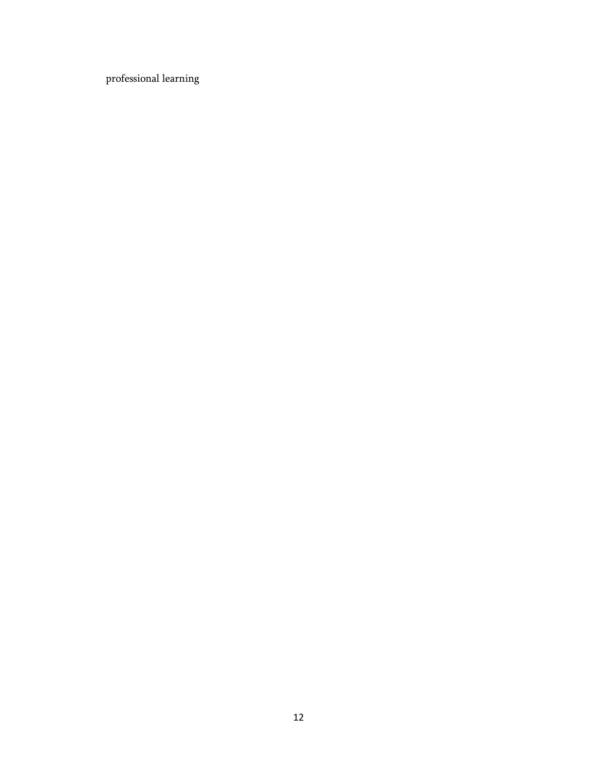professional learning